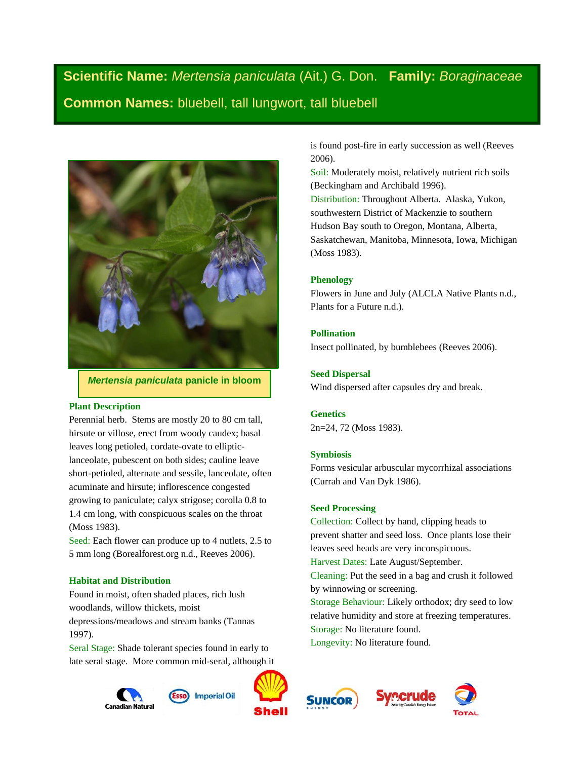**Scientific Name:** *Mertensia paniculata* (Ait.) G. Don. **Family:** *Boraginaceae*

**Common Names:** bluebell, tall lungwort, tall bluebell

***Mertensia paniculata*** **panicle in bloom**

### Plant Description

Perennial herb. Stems are mostly 20 to 80 cm tall, hirsute or villose, erect from woody caudex; basal leaves long petioled, cordate-ovate to elliptic-lanceolate, pubescent on both sides; cauline leave short-petioled, alternate and sessile, lanceolate, often acuminate and hirsute; inflorescence congested growing to paniculate; calyx strigose; corolla 0.8 to 1.4 cm long, with conspicuous scales on the throat (Moss 1983).

Seed: Each flower can produce up to 4 nutlets, 2.5 to 5 mm long (Borealforest.org n.d., Reeves 2006).

### Habitat and Distribution

Found in moist, often shaded places, rich lush woodlands, willow thickets, moist depressions/meadows and stream banks (Tannas 1997).

Seral Stage: Shade tolerant species found in early to late seral stage. More common mid-seral, although it is found post-fire in early succession as well (Reeves 2006).

Soil: Moderately moist, relatively nutrient rich soils (Beckingham and Archibald 1996).

Distribution: Throughout Alberta. Alaska, Yukon, southwestern District of Mackenzie to southern Hudson Bay south to Oregon, Montana, Alberta, Saskatchewan, Manitoba, Minnesota, Iowa, Michigan (Moss 1983).

### Phenology

Flowers in June and July (ALCLA Native Plants n.d., Plants for a Future n.d.).

### Pollination

Insect pollinated, by bumblebees (Reeves 2006).

### Seed Dispersal

Wind dispersed after capsules dry and break.

### Genetics

2n=24, 72 (Moss 1983).

### Symbiosis

Forms vesicular arbuscular mycorrhizal associations (Currah and Van Dyk 1986).

### Seed Processing

Collection: Collect by hand, clipping heads to prevent shatter and seed loss. Once plants lose their leaves seed heads are very inconspicuous.

Harvest Dates: Late August/September.

Cleaning: Put the seed in a bag and crush it followed by winnowing or screening.

Storage Behaviour: Likely orthodox; dry seed to low relative humidity and store at freezing temperatures.

Storage: No literature found.

Longevity: No literature found.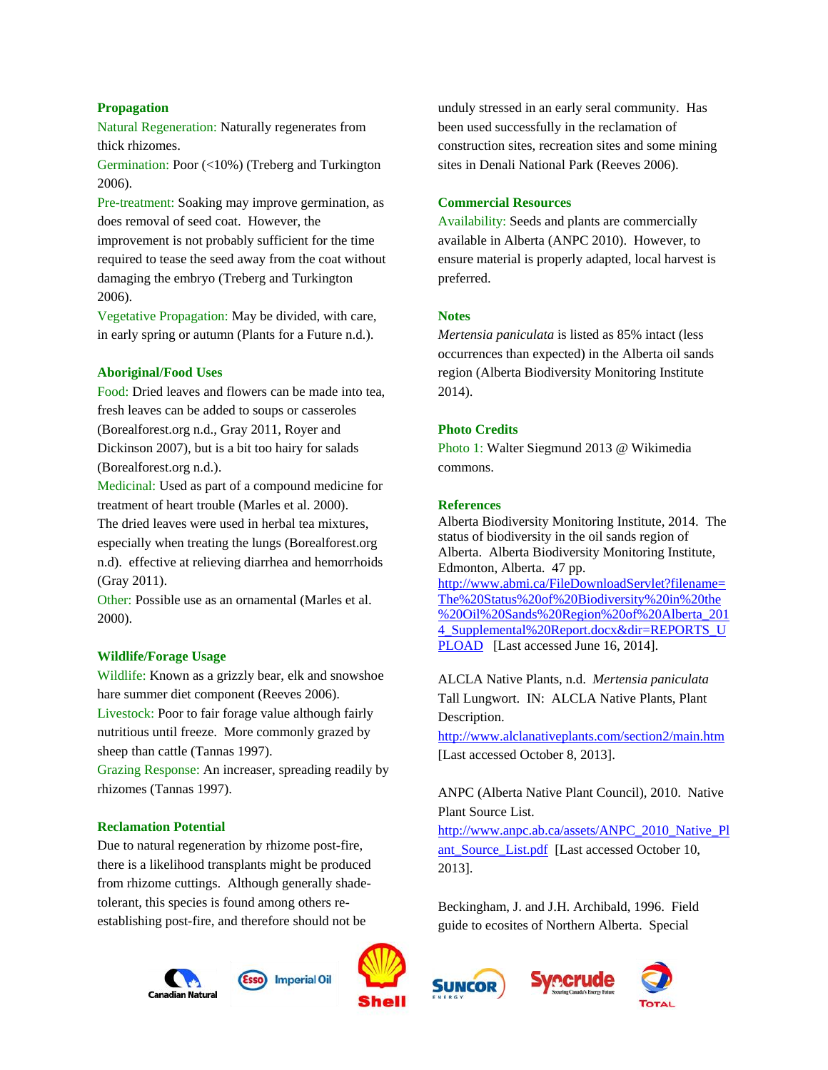### Propagation

Natural Regeneration: Naturally regenerates from thick rhizomes.

Germination: Poor (<10%) (Treberg and Turkington 2006).

Pre-treatment: Soaking may improve germination, as does removal of seed coat. However, the improvement is not probably sufficient for the time required to tease the seed away from the coat without damaging the embryo (Treberg and Turkington 2006).

Vegetative Propagation: May be divided, with care, in early spring or autumn (Plants for a Future n.d.).

### Aboriginal/Food Uses

Food: Dried leaves and flowers can be made into tea, fresh leaves can be added to soups or casseroles (Borealforest.org n.d., Gray 2011, Royer and Dickinson 2007), but is a bit too hairy for salads (Borealforest.org n.d.).

Medicinal: Used as part of a compound medicine for treatment of heart trouble (Marles et al. 2000). The dried leaves were used in herbal tea mixtures, especially when treating the lungs (Borealforest.org n.d). effective at relieving diarrhea and hemorrhoids (Gray 2011).

Other: Possible use as an ornamental (Marles et al. 2000).

### Wildlife/Forage Usage

Wildlife: Known as a grizzly bear, elk and snowshoe hare summer diet component (Reeves 2006).

Livestock: Poor to fair forage value although fairly nutritious until freeze. More commonly grazed by sheep than cattle (Tannas 1997).

Grazing Response: An increaser, spreading readily by rhizomes (Tannas 1997).

### Reclamation Potential

Due to natural regeneration by rhizome post-fire, there is a likelihood transplants might be produced from rhizome cuttings. Although generally shade-tolerant, this species is found among others re-establishing post-fire, and therefore should not be unduly stressed in an early seral community. Has been used successfully in the reclamation of construction sites, recreation sites and some mining sites in Denali National Park (Reeves 2006).

### Commercial Resources

Availability: Seeds and plants are commercially available in Alberta (ANPC 2010). However, to ensure material is properly adapted, local harvest is preferred.

### Notes

*Mertensia paniculata* is listed as 85% intact (less occurrences than expected) in the Alberta oil sands region (Alberta Biodiversity Monitoring Institute 2014).

### Photo Credits

Photo 1: Walter Siegmund 2013 @ Wikimedia commons.

### References

Alberta Biodiversity Monitoring Institute, 2014. The status of biodiversity in the oil sands region of Alberta. Alberta Biodiversity Monitoring Institute, Edmonton, Alberta. 47 pp. http://www.abmi.ca/FileDownloadServlet?filename=The%20Status%20of%20Biodiversity%20in%20the%20Oil%20Sands%20Region%20of%20Alberta_2014_Supplemental%20Report.docx&dir=REPORTS_UPLOAD [Last accessed June 16, 2014].

ALCLA Native Plants, n.d. *Mertensia paniculata* Tall Lungwort. IN: ALCLA Native Plants, Plant Description. http://www.alclanativeplants.com/section2/main.htm [Last accessed October 8, 2013].

ANPC (Alberta Native Plant Council), 2010. Native Plant Source List. http://www.anpc.ab.ca/assets/ANPC_2010_Native_Plant_Source_List.pdf [Last accessed October 10, 2013].

Beckingham, J. and J.H. Archibald, 1996. Field guide to ecosites of Northern Alberta. Special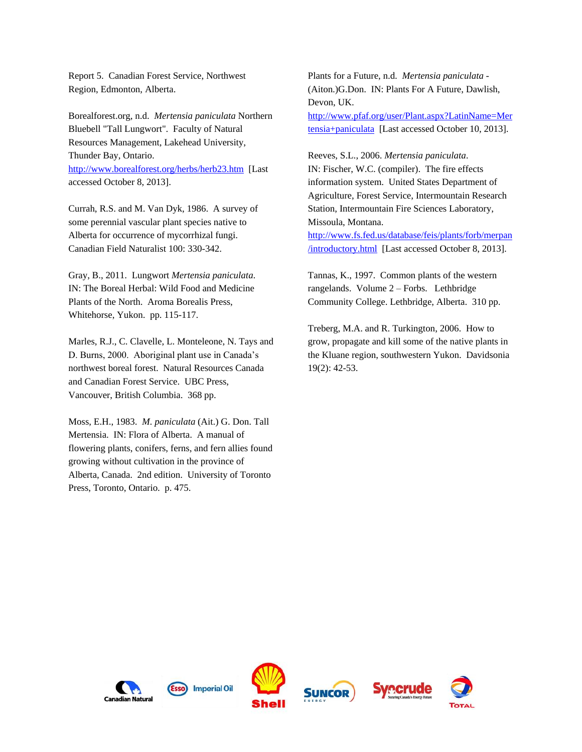Report 5. Canadian Forest Service, Northwest Region, Edmonton, Alberta.

Borealforest.org, n.d. *Mertensia paniculata* Northern Bluebell "Tall Lungwort". Faculty of Natural Resources Management, Lakehead University, Thunder Bay, Ontario. http://www.borealforest.org/herbs/herb23.htm [Last accessed October 8, 2013].

Currah, R.S. and M. Van Dyk, 1986. A survey of some perennial vascular plant species native to Alberta for occurrence of mycorrhizal fungi. Canadian Field Naturalist 100: 330-342.

Gray, B., 2011. Lungwort *Mertensia paniculata*. IN: The Boreal Herbal: Wild Food and Medicine Plants of the North. Aroma Borealis Press, Whitehorse, Yukon. pp. 115-117.

Marles, R.J., C. Clavelle, L. Monteleone, N. Tays and D. Burns, 2000. Aboriginal plant use in Canada's northwest boreal forest. Natural Resources Canada and Canadian Forest Service. UBC Press, Vancouver, British Columbia. 368 pp.

Moss, E.H., 1983. *M. paniculata* (Ait.) G. Don. Tall Mertensia. IN: Flora of Alberta. A manual of flowering plants, conifers, ferns, and fern allies found growing without cultivation in the province of Alberta, Canada. 2nd edition. University of Toronto Press, Toronto, Ontario. p. 475.

Plants for a Future, n.d. *Mertensia paniculata* - (Aiton.)G.Don. IN: Plants For A Future, Dawlish, Devon, UK. http://www.pfaf.org/user/Plant.aspx?LatinName=Mertensia+paniculata [Last accessed October 10, 2013].

Reeves, S.L., 2006. *Mertensia paniculata*. IN: Fischer, W.C. (compiler). The fire effects information system. United States Department of Agriculture, Forest Service, Intermountain Research Station, Intermountain Fire Sciences Laboratory, Missoula, Montana. http://www.fs.fed.us/database/feis/plants/forb/merpan/introductory.html [Last accessed October 8, 2013].

Tannas, K., 1997. Common plants of the western rangelands. Volume 2 – Forbs. Lethbridge Community College. Lethbridge, Alberta. 310 pp.

Treberg, M.A. and R. Turkington, 2006. How to grow, propagate and kill some of the native plants in the Kluane region, southwestern Yukon. Davidsonia 19(2): 42-53.